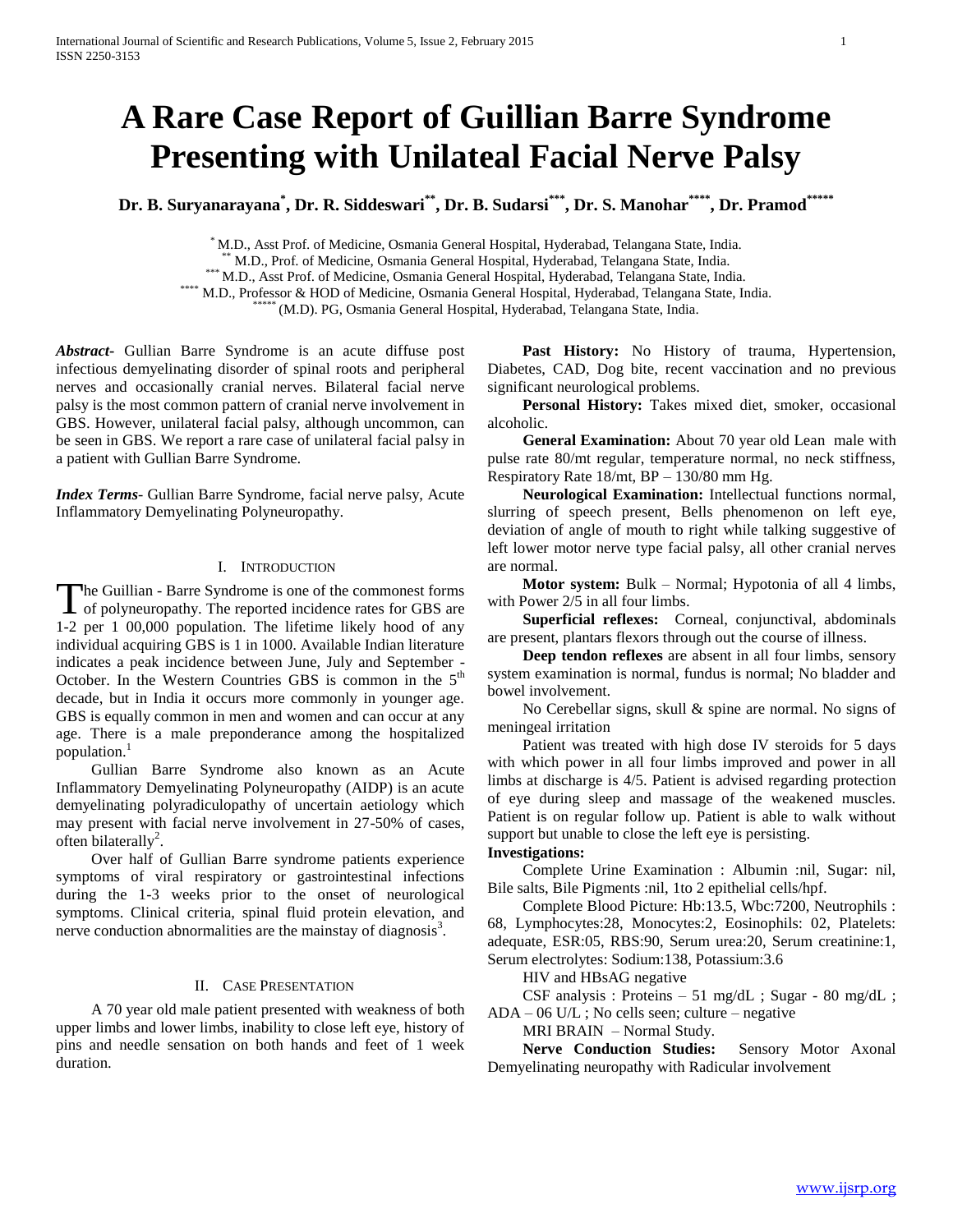# A Rare Case Report of Guillian Barre Syndrome Presenting with Unilateal Facial Nerve Palsy

**Dr. B. Suryanarayana[*], Dr. R. Siddeswari[**], Dr. B. Sudarsi[***], Dr. S. Manohar[****], Dr. Pramod[*****]**

[*] M.D., Asst Prof. of Medicine, Osmania General Hospital, Hyderabad, Telangana State, India.
[**] M.D., Prof. of Medicine, Osmania General Hospital, Hyderabad, Telangana State, India.
[***] M.D., Asst Prof. of Medicine, Osmania General Hospital, Hyderabad, Telangana State, India.
[****] M.D., Professor & HOD of Medicine, Osmania General Hospital, Hyderabad, Telangana State, India.
[*****] (M.D). PG, Osmania General Hospital, Hyderabad, Telangana State, India.

***Abstract-*** Gullian Barre Syndrome is an acute diffuse post infectious demyelinating disorder of spinal roots and peripheral nerves and occasionally cranial nerves. Bilateral facial nerve palsy is the most common pattern of cranial nerve involvement in GBS. However, unilateral facial palsy, although uncommon, can be seen in GBS. We report a rare case of unilateral facial palsy in a patient with Gullian Barre Syndrome.

***Index Terms-*** Gullian Barre Syndrome, facial nerve palsy, Acute Inflammatory Demyelinating Polyneuropathy.

## I. Introduction

The Guillian - Barre Syndrome is one of the commonest forms of polyneuropathy. The reported incidence rates for GBS are 1-2 per 1 00,000 population. The lifetime likely hood of any individual acquiring GBS is 1 in 1000. Available Indian literature indicates a peak incidence between June, July and September - October. In the Western Countries GBS is common in the 5th decade, but in India it occurs more commonly in younger age. GBS is equally common in men and women and can occur at any age. There is a male preponderance among the hospitalized population.[1]

Gullian Barre Syndrome also known as an Acute Inflammatory Demyelinating Polyneuropathy (AIDP) is an acute demyelinating polyradiculopathy of uncertain aetiology which may present with facial nerve involvement in 27-50% of cases, often bilaterally[2].

Over half of Gullian Barre syndrome patients experience symptoms of viral respiratory or gastrointestinal infections during the 1-3 weeks prior to the onset of neurological symptoms. Clinical criteria, spinal fluid protein elevation, and nerve conduction abnormalities are the mainstay of diagnosis[3].

## II. Case Presentation

A 70 year old male patient presented with weakness of both upper limbs and lower limbs, inability to close left eye, history of pins and needle sensation on both hands and feet of 1 week duration.

**Past History:** No History of trauma, Hypertension, Diabetes, CAD, Dog bite, recent vaccination and no previous significant neurological problems.

**Personal History:** Takes mixed diet, smoker, occasional alcoholic.

**General Examination:** About 70 year old Lean male with pulse rate 80/mt regular, temperature normal, no neck stiffness, Respiratory Rate 18/mt, BP – 130/80 mm Hg.

**Neurological Examination:** Intellectual functions normal, slurring of speech present, Bells phenomenon on left eye, deviation of angle of mouth to right while talking suggestive of left lower motor nerve type facial palsy, all other cranial nerves are normal.

**Motor system:** Bulk – Normal; Hypotonia of all 4 limbs, with Power 2/5 in all four limbs.

**Superficial reflexes:** Corneal, conjunctival, abdominals are present, plantars flexors through out the course of illness.

**Deep tendon reflexes** are absent in all four limbs, sensory system examination is normal, fundus is normal; No bladder and bowel involvement.

No Cerebellar signs, skull & spine are normal. No signs of meningeal irritation

Patient was treated with high dose IV steroids for 5 days with which power in all four limbs improved and power in all limbs at discharge is 4/5. Patient is advised regarding protection of eye during sleep and massage of the weakened muscles. Patient is on regular follow up. Patient is able to walk without support but unable to close the left eye is persisting.

**Investigations:**

Complete Urine Examination : Albumin :nil, Sugar: nil, Bile salts, Bile Pigments :nil, 1to 2 epithelial cells/hpf.

Complete Blood Picture: Hb:13.5, Wbc:7200, Neutrophils : 68, Lymphocytes:28, Monocytes:2, Eosinophils: 02, Platelets: adequate, ESR:05, RBS:90, Serum urea:20, Serum creatinine:1, Serum electrolytes: Sodium:138, Potassium:3.6

HIV and HBsAG negative

CSF analysis : Proteins – 51 mg/dL ; Sugar - 80 mg/dL ; ADA – 06 U/L ; No cells seen; culture – negative

MRI BRAIN – Normal Study.

**Nerve Conduction Studies:** Sensory Motor Axonal Demyelinating neuropathy with Radicular involvement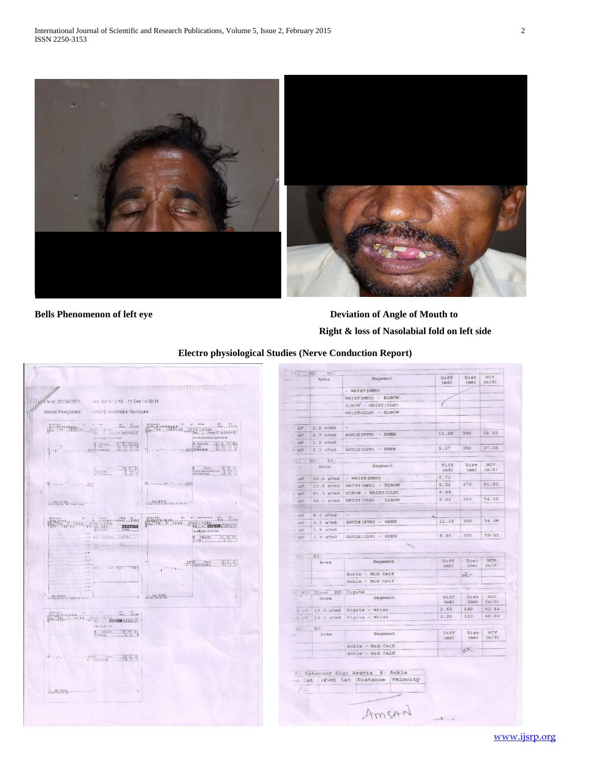Bells Phenomenon of left eye

Deviation of Angle of Mouth to Right & loss of Nasolabial fold on left side

**Electro physiological Studies (Nerve Conduction Report)**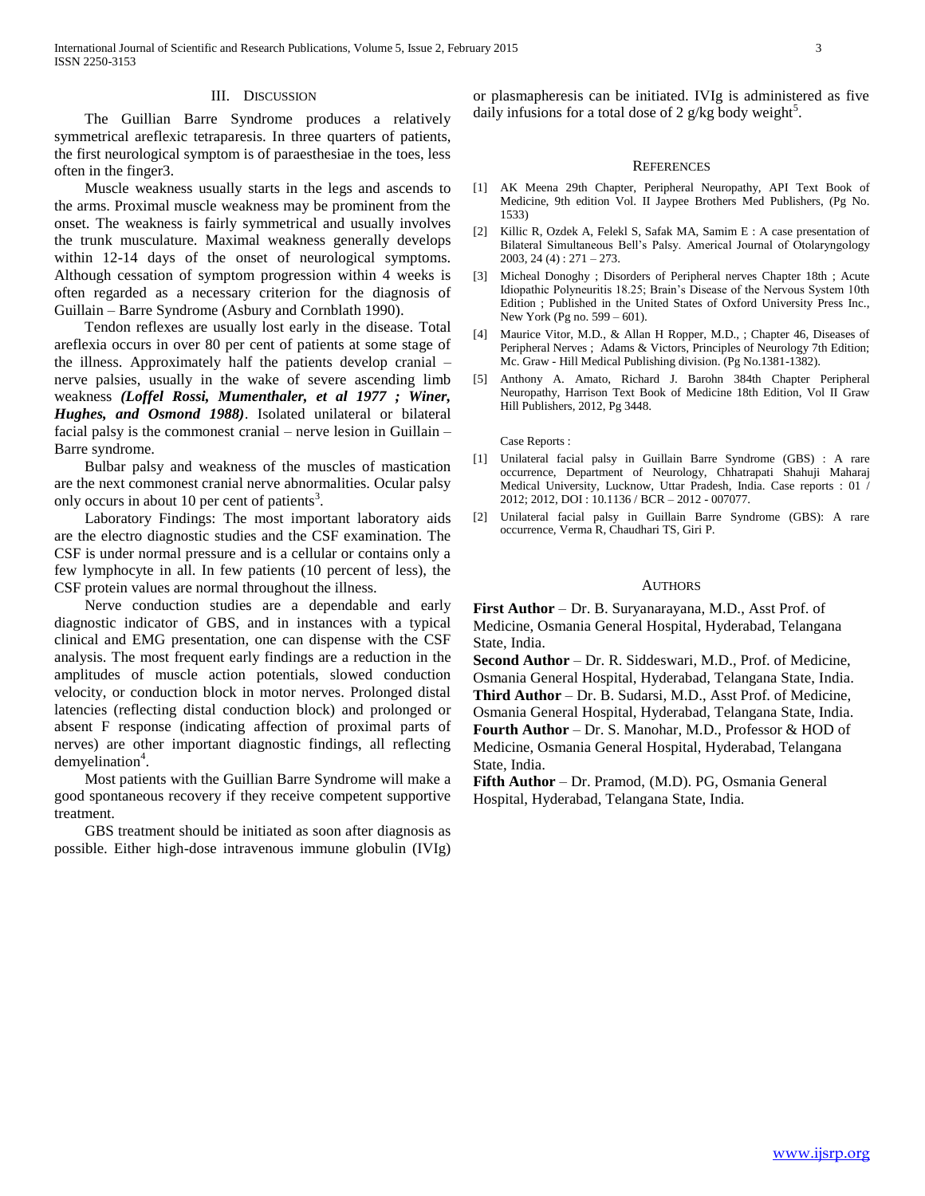## III. Discussion

The Guillian Barre Syndrome produces a relatively symmetrical areflexic tetraparesis. In three quarters of patients, the first neurological symptom is of paraesthesiae in the toes, less often in the finger3.

Muscle weakness usually starts in the legs and ascends to the arms. Proximal muscle weakness may be prominent from the onset. The weakness is fairly symmetrical and usually involves the trunk musculature. Maximal weakness generally develops within 12-14 days of the onset of neurological symptoms. Although cessation of symptom progression within 4 weeks is often regarded as a necessary criterion for the diagnosis of Guillain – Barre Syndrome (Asbury and Cornblath 1990).

Tendon reflexes are usually lost early in the disease. Total areflexia occurs in over 80 per cent of patients at some stage of the illness. Approximately half the patients develop cranial – nerve palsies, usually in the wake of severe ascending limb weakness ***(Loffel Rossi, Mumenthaler, et al 1977 ; Winer, Hughes, and Osmond 1988)***. Isolated unilateral or bilateral facial palsy is the commonest cranial – nerve lesion in Guillain – Barre syndrome.

Bulbar palsy and weakness of the muscles of mastication are the next commonest cranial nerve abnormalities. Ocular palsy only occurs in about 10 per cent of patients[3].

Laboratory Findings: The most important laboratory aids are the electro diagnostic studies and the CSF examination. The CSF is under normal pressure and is a cellular or contains only a few lymphocyte in all. In few patients (10 percent of less), the CSF protein values are normal throughout the illness.

Nerve conduction studies are a dependable and early diagnostic indicator of GBS, and in instances with a typical clinical and EMG presentation, one can dispense with the CSF analysis. The most frequent early findings are a reduction in the amplitudes of muscle action potentials, slowed conduction velocity, or conduction block in motor nerves. Prolonged distal latencies (reflecting distal conduction block) and prolonged or absent F response (indicating affection of proximal parts of nerves) are other important diagnostic findings, all reflecting demyelination[4].

Most patients with the Guillian Barre Syndrome will make a good spontaneous recovery if they receive competent supportive treatment.

GBS treatment should be initiated as soon after diagnosis as possible. Either high-dose intravenous immune globulin (IVIg) or plasmapheresis can be initiated. IVIg is administered as five daily infusions for a total dose of 2 g/kg body weight[5].

## References

[1] AK Meena 29th Chapter, Peripheral Neuropathy, API Text Book of Medicine, 9th edition Vol. II Jaypee Brothers Med Publishers, (Pg No. 1533)

[2] Killic R, Ozdek A, Felekl S, Safak MA, Samim E : A case presentation of Bilateral Simultaneous Bell's Palsy. Americal Journal of Otolaryngology 2003, 24 (4) : 271 – 273.

[3] Micheal Donoghy ; Disorders of Peripheral nerves Chapter 18th ; Acute Idiopathic Polyneuritis 18.25; Brain's Disease of the Nervous System 10th Edition ; Published in the United States of Oxford University Press Inc., New York (Pg no. 599 – 601).

[4] Maurice Vitor, M.D., & Allan H Ropper, M.D., ; Chapter 46, Diseases of Peripheral Nerves ; Adams & Victors, Principles of Neurology 7th Edition; Mc. Graw - Hill Medical Publishing division. (Pg No.1381-1382).

[5] Anthony A. Amato, Richard J. Barohn 384th Chapter Peripheral Neuropathy, Harrison Text Book of Medicine 18th Edition, Vol II Graw Hill Publishers, 2012, Pg 3448.

Case Reports :

[1] Unilateral facial palsy in Guillain Barre Syndrome (GBS) : A rare occurrence, Department of Neurology, Chhatrapati Shahuji Maharaj Medical University, Lucknow, Uttar Pradesh, India. Case reports : 01 / 2012; 2012, DOI : 10.1136 / BCR – 2012 - 007077.

[2] Unilateral facial palsy in Guillain Barre Syndrome (GBS): A rare occurrence, Verma R, Chaudhari TS, Giri P.

## Authors

**First Author** – Dr. B. Suryanarayana, M.D., Asst Prof. of Medicine, Osmania General Hospital, Hyderabad, Telangana State, India.

**Second Author** – Dr. R. Siddeswari, M.D., Prof. of Medicine, Osmania General Hospital, Hyderabad, Telangana State, India.

**Third Author** – Dr. B. Sudarsi, M.D., Asst Prof. of Medicine, Osmania General Hospital, Hyderabad, Telangana State, India.

**Fourth Author** – Dr. S. Manohar, M.D., Professor & HOD of Medicine, Osmania General Hospital, Hyderabad, Telangana State, India.

**Fifth Author** – Dr. Pramod, (M.D). PG, Osmania General Hospital, Hyderabad, Telangana State, India.